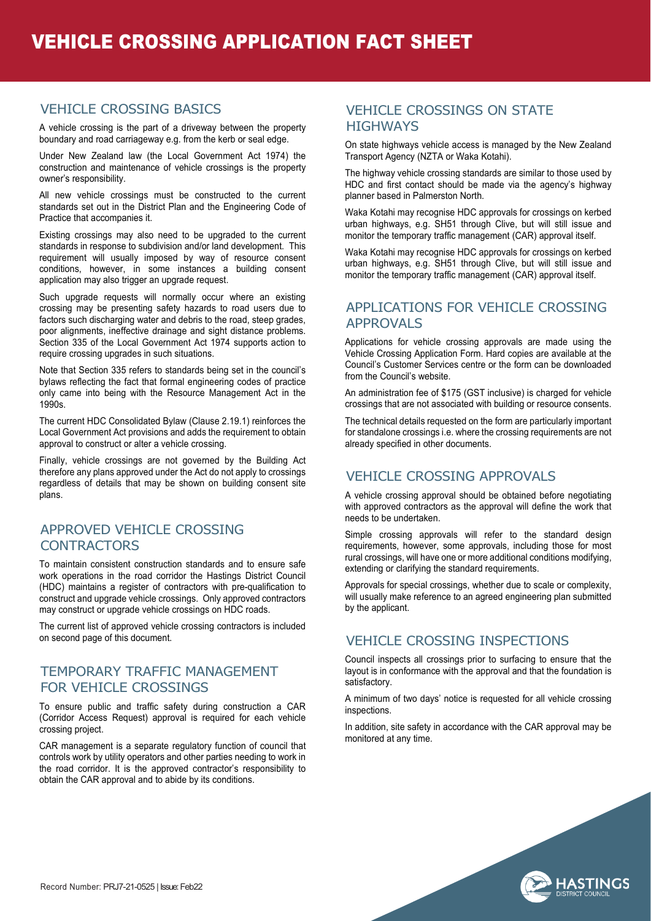# VEHICLE CROSSING APPLICATION FACT SHEET

## VEHICLE CROSSING BASICS

A vehicle crossing is the part of a driveway between the property boundary and road carriageway e.g. from the kerb or seal edge.

Under New Zealand law (the Local Government Act 1974) the construction and maintenance of vehicle crossings is the property owner's responsibility.

All new vehicle crossings must be constructed to the current standards set out in the District Plan and the Engineering Code of Practice that accompanies it.

Existing crossings may also need to be upgraded to the current standards in response to subdivision and/or land development. This requirement will usually imposed by way of resource consent conditions, however, in some instances a building consent application may also trigger an upgrade request.

Such upgrade requests will normally occur where an existing crossing may be presenting safety hazards to road users due to factors such discharging water and debris to the road, steep grades, poor alignments, ineffective drainage and sight distance problems. Section 335 of the Local Government Act 1974 supports action to require crossing upgrades in such situations.

Note that Section 335 refers to standards being set in the council's bylaws reflecting the fact that formal engineering codes of practice only came into being with the Resource Management Act in the 1990s.

The current HDC Consolidated Bylaw (Clause 2.19.1) reinforces the Local Government Act provisions and adds the requirement to obtain approval to construct or alter a vehicle crossing.

Finally, vehicle crossings are not governed by the Building Act therefore any plans approved under the Act do not apply to crossings regardless of details that may be shown on building consent site plans.

## APPROVED VEHICLE CROSSING CONTRACTORS

To maintain consistent construction standards and to ensure safe work operations in the road corridor the Hastings District Council (HDC) maintains a register of contractors with pre-qualification to construct and upgrade vehicle crossings. Only approved contractors may construct or upgrade vehicle crossings on HDC roads.

The current list of approved vehicle crossing contractors is included on second page of this document.

## TEMPORARY TRAFFIC MANAGEMENT FOR VEHICLE CROSSINGS

To ensure public and traffic safety during construction a CAR (Corridor Access Request) approval is required for each vehicle crossing project.

CAR management is a separate regulatory function of council that controls work by utility operators and other parties needing to work in the road corridor. It is the approved contractor's responsibility to obtain the CAR approval and to abide by its conditions.

## VEHICLE CROSSINGS ON STATE HIGHWAYS

On state highways vehicle access is managed by the New Zealand Transport Agency (NZTA or Waka Kotahi).

The highway vehicle crossing standards are similar to those used by HDC and first contact should be made via the agency's highway planner based in Palmerston North.

Waka Kotahi may recognise HDC approvals for crossings on kerbed urban highways, e.g. SH51 through Clive, but will still issue and monitor the temporary traffic management (CAR) approval itself.

Waka Kotahi may recognise HDC approvals for crossings on kerbed urban highways, e.g. SH51 through Clive, but will still issue and monitor the temporary traffic management (CAR) approval itself.

## APPLICATIONS FOR VEHICLE CROSSING APPROVALS

Applications for vehicle crossing approvals are made using the Vehicle Crossing Application Form. Hard copies are available at the Council's Customer Services centre or the form can be downloaded from the Council's website.

An administration fee of $175 (GST inclusive) is charged for vehicle crossings that are not associated with building or resource consents.

The technical details requested on the form are particularly important for standalone crossings i.e. where the crossing requirements are not already specified in other documents.

## VEHICLE CROSSING APPROVALS

A vehicle crossing approval should be obtained before negotiating with approved contractors as the approval will define the work that needs to be undertaken.

Simple crossing approvals will refer to the standard design requirements, however, some approvals, including those for most rural crossings, will have one or more additional conditions modifying, extending or clarifying the standard requirements.

Approvals for special crossings, whether due to scale or complexity, will usually make reference to an agreed engineering plan submitted by the applicant.

## VEHICLE CROSSING INSPECTIONS

Council inspects all crossings prior to surfacing to ensure that the layout is in conformance with the approval and that the foundation is satisfactory.

A minimum of two days' notice is requested for all vehicle crossing inspections.

In addition, site safety in accordance with the CAR approval may be monitored at any time.

Record Number: PRJ7-21-0525 | Issue: Feb22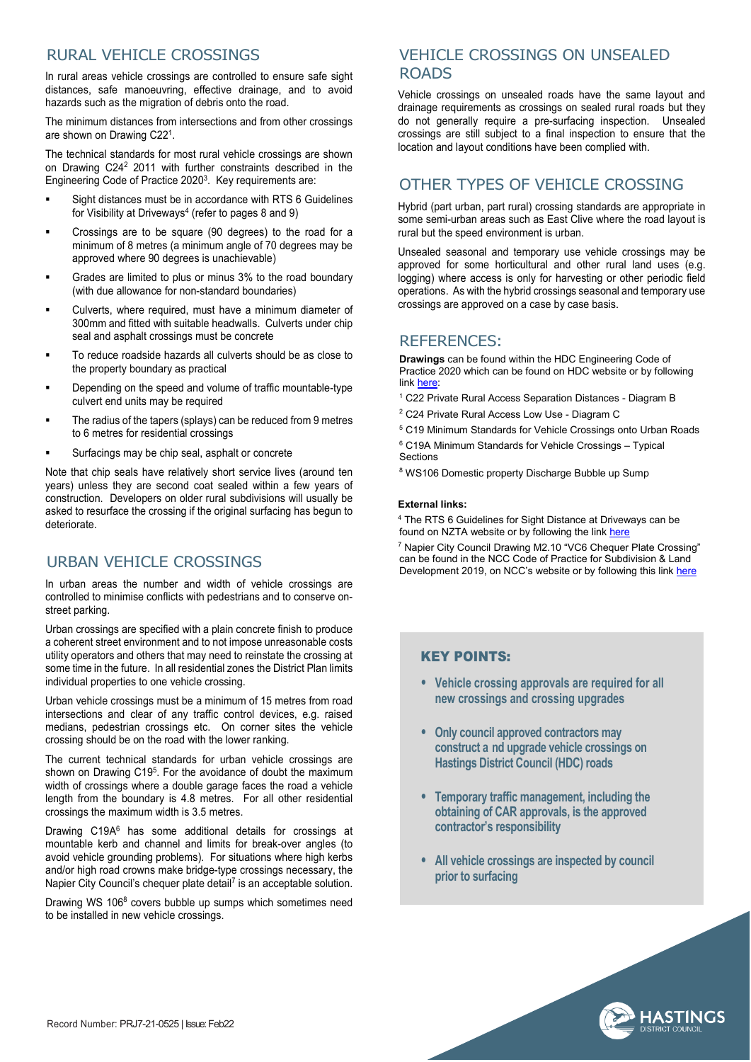## RURAL VEHICLE CROSSINGS

In rural areas vehicle crossings are controlled to ensure safe sight distances, safe manoeuvring, effective drainage, and to avoid hazards such as the migration of debris onto the road.

The minimum distances from intersections and from other crossings are shown on Drawing C22[1].

The technical standards for most rural vehicle crossings are shown on Drawing C24[2] 2011 with further constraints described in the Engineering Code of Practice 2020[3]. Key requirements are:

- Sight distances must be in accordance with RTS 6 Guidelines for Visibility at Driveways[4] (refer to pages 8 and 9)
- Crossings are to be square (90 degrees) to the road for a minimum of 8 metres (a minimum angle of 70 degrees may be approved where 90 degrees is unachievable)
- Grades are limited to plus or minus 3% to the road boundary (with due allowance for non-standard boundaries)
- Culverts, where required, must have a minimum diameter of 300mm and fitted with suitable headwalls. Culverts under chip seal and asphalt crossings must be concrete
- To reduce roadside hazards all culverts should be as close to the property boundary as practical
- Depending on the speed and volume of traffic mountable-type culvert end units may be required
- The radius of the tapers (splays) can be reduced from 9 metres to 6 metres for residential crossings
- Surfacings may be chip seal, asphalt or concrete

Note that chip seals have relatively short service lives (around ten years) unless they are second coat sealed within a few years of construction. Developers on older rural subdivisions will usually be asked to resurface the crossing if the original surfacing has begun to deteriorate.

## URBAN VEHICLE CROSSINGS

In urban areas the number and width of vehicle crossings are controlled to minimise conflicts with pedestrians and to conserve on-street parking.

Urban crossings are specified with a plain concrete finish to produce a coherent street environment and to not impose unreasonable costs utility operators and others that may need to reinstate the crossing at some time in the future. In all residential zones the District Plan limits individual properties to one vehicle crossing.

Urban vehicle crossings must be a minimum of 15 metres from road intersections and clear of any traffic control devices, e.g. raised medians, pedestrian crossings etc. On corner sites the vehicle crossing should be on the road with the lower ranking.

The current technical standards for urban vehicle crossings are shown on Drawing C19[5]. For the avoidance of doubt the maximum width of crossings where a double garage faces the road a vehicle length from the boundary is 4.8 metres. For all other residential crossings the maximum width is 3.5 metres.

Drawing C19A[6] has some additional details for crossings at mountable kerb and channel and limits for break-over angles (to avoid vehicle grounding problems). For situations where high kerbs and/or high road crowns make bridge-type crossings necessary, the Napier City Council's chequer plate detail[7] is an acceptable solution.

Drawing WS 106[8] covers bubble up sumps which sometimes need to be installed in new vehicle crossings.

## VEHICLE CROSSINGS ON UNSEALED ROADS

Vehicle crossings on unsealed roads have the same layout and drainage requirements as crossings on sealed rural roads but they do not generally require a pre-surfacing inspection. Unsealed crossings are still subject to a final inspection to ensure that the location and layout conditions have been complied with.

## OTHER TYPES OF VEHICLE CROSSING

Hybrid (part urban, part rural) crossing standards are appropriate in some semi-urban areas such as East Clive where the road layout is rural but the speed environment is urban.

Unsealed seasonal and temporary use vehicle crossings may be approved for some horticultural and other rural land uses (e.g. logging) where access is only for harvesting or other periodic field operations. As with the hybrid crossings seasonal and temporary use crossings are approved on a case by case basis.

## REFERENCES:

**Drawings** can be found within the HDC Engineering Code of Practice 2020 which can be found on HDC website or by following link here:

[1] C22 Private Rural Access Separation Distances - Diagram B

[2] C24 Private Rural Access Low Use - Diagram C

[5] C19 Minimum Standards for Vehicle Crossings onto Urban Roads

[6] C19A Minimum Standards for Vehicle Crossings – Typical Sections

[8] WS106 Domestic property Discharge Bubble up Sump

**External links:**

[4] The RTS 6 Guidelines for Sight Distance at Driveways can be found on NZTA website or by following the link here

[7] Napier City Council Drawing M2.10 "VC6 Chequer Plate Crossing" can be found in the NCC Code of Practice for Subdivision & Land Development 2019, on NCC's website or by following this link here

### KEY POINTS:

- **Vehicle crossing approvals are required for all new crossings and crossing upgrades**
- **Only council approved contractors may construct and upgrade vehicle crossings on Hastings District Council (HDC) roads**
- **Temporary traffic management, including the obtaining of CAR approvals, is the approved contractor's responsibility**
- **All vehicle crossings are inspected by council prior to surfacing**

Record Number: PRJ7-21-0525 | Issue: Feb22